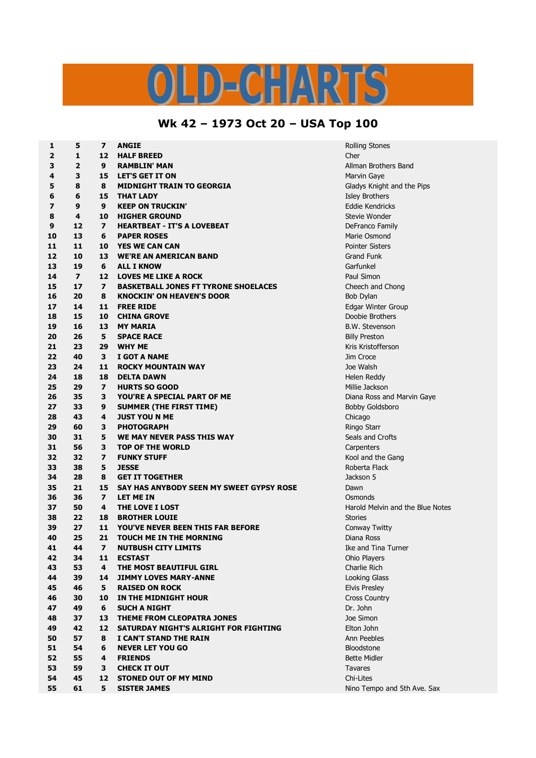# OLD-CHARTS

## Wk 42 – 1973 Oct 20 – USA Top 100

| | | | | |
|---|---|---|---|---|
| 1 | 5 | 7 | ANGIE | Rolling Stones |
| 2 | 1 | 12 | HALF BREED | Cher |
| 3 | 2 | 9 | RAMBLIN' MAN | Allman Brothers Band |
| 4 | 3 | 15 | LET'S GET IT ON | Marvin Gaye |
| 5 | 8 | 8 | MIDNIGHT TRAIN TO GEORGIA | Gladys Knight and the Pips |
| 6 | 6 | 15 | THAT LADY | Isley Brothers |
| 7 | 9 | 9 | KEEP ON TRUCKIN' | Eddie Kendricks |
| 8 | 4 | 10 | HIGHER GROUND | Stevie Wonder |
| 9 | 12 | 7 | HEARTBEAT - IT'S A LOVEBEAT | DeFranco Family |
| 10 | 13 | 6 | PAPER ROSES | Marie Osmond |
| 11 | 11 | 10 | YES WE CAN CAN | Pointer Sisters |
| 12 | 10 | 13 | WE'RE AN AMERICAN BAND | Grand Funk |
| 13 | 19 | 6 | ALL I KNOW | Garfunkel |
| 14 | 7 | 12 | LOVES ME LIKE A ROCK | Paul Simon |
| 15 | 17 | 7 | BASKETBALL JONES FT TYRONE SHOELACES | Cheech and Chong |
| 16 | 20 | 8 | KNOCKIN' ON HEAVEN'S DOOR | Bob Dylan |
| 17 | 14 | 11 | FREE RIDE | Edgar Winter Group |
| 18 | 15 | 10 | CHINA GROVE | Doobie Brothers |
| 19 | 16 | 13 | MY MARIA | B.W. Stevenson |
| 20 | 26 | 5 | SPACE RACE | Billy Preston |
| 21 | 23 | 29 | WHY ME | Kris Kristofferson |
| 22 | 40 | 3 | I GOT A NAME | Jim Croce |
| 23 | 24 | 11 | ROCKY MOUNTAIN WAY | Joe Walsh |
| 24 | 18 | 18 | DELTA DAWN | Helen Reddy |
| 25 | 29 | 7 | HURTS SO GOOD | Millie Jackson |
| 26 | 35 | 3 | YOU'RE A SPECIAL PART OF ME | Diana Ross and Marvin Gaye |
| 27 | 33 | 9 | SUMMER (THE FIRST TIME) | Bobby Goldsboro |
| 28 | 43 | 4 | JUST YOU N ME | Chicago |
| 29 | 60 | 3 | PHOTOGRAPH | Ringo Starr |
| 30 | 31 | 5 | WE MAY NEVER PASS THIS WAY | Seals and Crofts |
| 31 | 56 | 3 | TOP OF THE WORLD | Carpenters |
| 32 | 32 | 7 | FUNKY STUFF | Kool and the Gang |
| 33 | 38 | 5 | JESSE | Roberta Flack |
| 34 | 28 | 8 | GET IT TOGETHER | Jackson 5 |
| 35 | 21 | 15 | SAY HAS ANYBODY SEEN MY SWEET GYPSY ROSE | Dawn |
| 36 | 36 | 7 | LET ME IN | Osmonds |
| 37 | 50 | 4 | THE LOVE I LOST | Harold Melvin and the Blue Notes |
| 38 | 22 | 18 | BROTHER LOUIE | Stories |
| 39 | 27 | 11 | YOU'VE NEVER BEEN THIS FAR BEFORE | Conway Twitty |
| 40 | 25 | 21 | TOUCH ME IN THE MORNING | Diana Ross |
| 41 | 44 | 7 | NUTBUSH CITY LIMITS | Ike and Tina Turner |
| 42 | 34 | 11 | ECSTAST | Ohio Players |
| 43 | 53 | 4 | THE MOST BEAUTIFUL GIRL | Charlie Rich |
| 44 | 39 | 14 | JIMMY LOVES MARY-ANNE | Looking Glass |
| 45 | 46 | 5 | RAISED ON ROCK | Elvis Presley |
| 46 | 30 | 10 | IN THE MIDNIGHT HOUR | Cross Country |
| 47 | 49 | 6 | SUCH A NIGHT | Dr. John |
| 48 | 37 | 13 | THEME FROM CLEOPATRA JONES | Joe Simon |
| 49 | 42 | 12 | SATURDAY NIGHT'S ALRIGHT FOR FIGHTING | Elton John |
| 50 | 57 | 8 | I CAN'T STAND THE RAIN | Ann Peebles |
| 51 | 54 | 6 | NEVER LET YOU GO | Bloodstone |
| 52 | 55 | 4 | FRIENDS | Bette Midler |
| 53 | 59 | 3 | CHECK IT OUT | Tavares |
| 54 | 45 | 12 | STONED OUT OF MY MIND | Chi-Lites |
| 55 | 61 | 5 | SISTER JAMES | Nino Tempo and 5th Ave. Sax |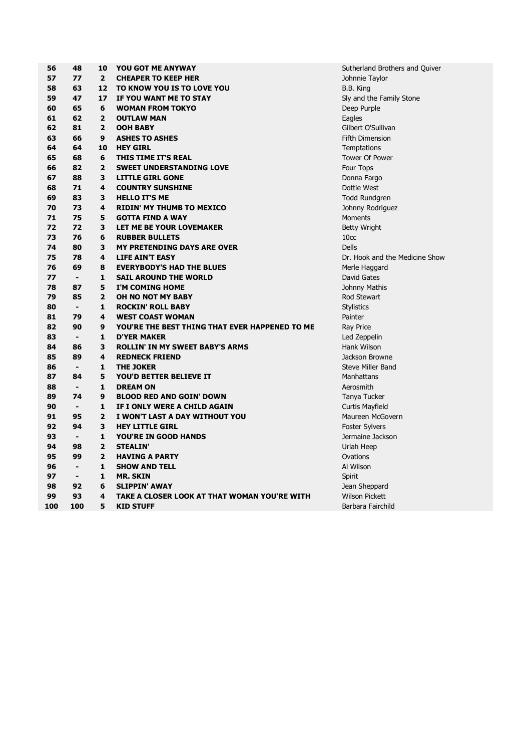| | | | | |
|---|---|---|---|---|
| 56 | 48 | 10 | **YOU GOT ME ANYWAY** | Sutherland Brothers and Quiver |
| 57 | 77 | 2 | **CHEAPER TO KEEP HER** | Johnnie Taylor |
| 58 | 63 | 12 | **TO KNOW YOU IS TO LOVE YOU** | B.B. King |
| 59 | 47 | 17 | **IF YOU WANT ME TO STAY** | Sly and the Family Stone |
| 60 | 65 | 6 | **WOMAN FROM TOKYO** | Deep Purple |
| 61 | 62 | 2 | **OUTLAW MAN** | Eagles |
| 62 | 81 | 2 | **OOH BABY** | Gilbert O'Sullivan |
| 63 | 66 | 9 | **ASHES TO ASHES** | Fifth Dimension |
| 64 | 64 | 10 | **HEY GIRL** | Temptations |
| 65 | 68 | 6 | **THIS TIME IT'S REAL** | Tower Of Power |
| 66 | 82 | 2 | **SWEET UNDERSTANDING LOVE** | Four Tops |
| 67 | 88 | 3 | **LITTLE GIRL GONE** | Donna Fargo |
| 68 | 71 | 4 | **COUNTRY SUNSHINE** | Dottie West |
| 69 | 83 | 3 | **HELLO IT'S ME** | Todd Rundgren |
| 70 | 73 | 4 | **RIDIN' MY THUMB TO MEXICO** | Johnny Rodriguez |
| 71 | 75 | 5 | **GOTTA FIND A WAY** | Moments |
| 72 | 72 | 3 | **LET ME BE YOUR LOVEMAKER** | Betty Wright |
| 73 | 76 | 6 | **RUBBER BULLETS** | 10cc |
| 74 | 80 | 3 | **MY PRETENDING DAYS ARE OVER** | Dells |
| 75 | 78 | 4 | **LIFE AIN'T EASY** | Dr. Hook and the Medicine Show |
| 76 | 69 | 8 | **EVERYBODY'S HAD THE BLUES** | Merle Haggard |
| 77 | - | 1 | **SAIL AROUND THE WORLD** | David Gates |
| 78 | 87 | 5 | **I'M COMING HOME** | Johnny Mathis |
| 79 | 85 | 2 | **OH NO NOT MY BABY** | Rod Stewart |
| 80 | - | 1 | **ROCKIN' ROLL BABY** | Stylistics |
| 81 | 79 | 4 | **WEST COAST WOMAN** | Painter |
| 82 | 90 | 9 | **YOU'RE THE BEST THING THAT EVER HAPPENED TO ME** | Ray Price |
| 83 | - | 1 | **D'YER MAKER** | Led Zeppelin |
| 84 | 86 | 3 | **ROLLIN' IN MY SWEET BABY'S ARMS** | Hank Wilson |
| 85 | 89 | 4 | **REDNECK FRIEND** | Jackson Browne |
| 86 | - | 1 | **THE JOKER** | Steve Miller Band |
| 87 | 84 | 5 | **YOU'D BETTER BELIEVE IT** | Manhattans |
| 88 | - | 1 | **DREAM ON** | Aerosmith |
| 89 | 74 | 9 | **BLOOD RED AND GOIN' DOWN** | Tanya Tucker |
| 90 | - | 1 | **IF I ONLY WERE A CHILD AGAIN** | Curtis Mayfield |
| 91 | 95 | 2 | **I WON'T LAST A DAY WITHOUT YOU** | Maureen McGovern |
| 92 | 94 | 3 | **HEY LITTLE GIRL** | Foster Sylvers |
| 93 | - | 1 | **YOU'RE IN GOOD HANDS** | Jermaine Jackson |
| 94 | 98 | 2 | **STEALIN'** | Uriah Heep |
| 95 | 99 | 2 | **HAVING A PARTY** | Ovations |
| 96 | - | 1 | **SHOW AND TELL** | Al Wilson |
| 97 | - | 1 | **MR. SKIN** | Spirit |
| 98 | 92 | 6 | **SLIPPIN' AWAY** | Jean Sheppard |
| 99 | 93 | 4 | **TAKE A CLOSER LOOK AT THAT WOMAN YOU'RE WITH** | Wilson Pickett |
| 100 | 100 | 5 | **KID STUFF** | Barbara Fairchild |